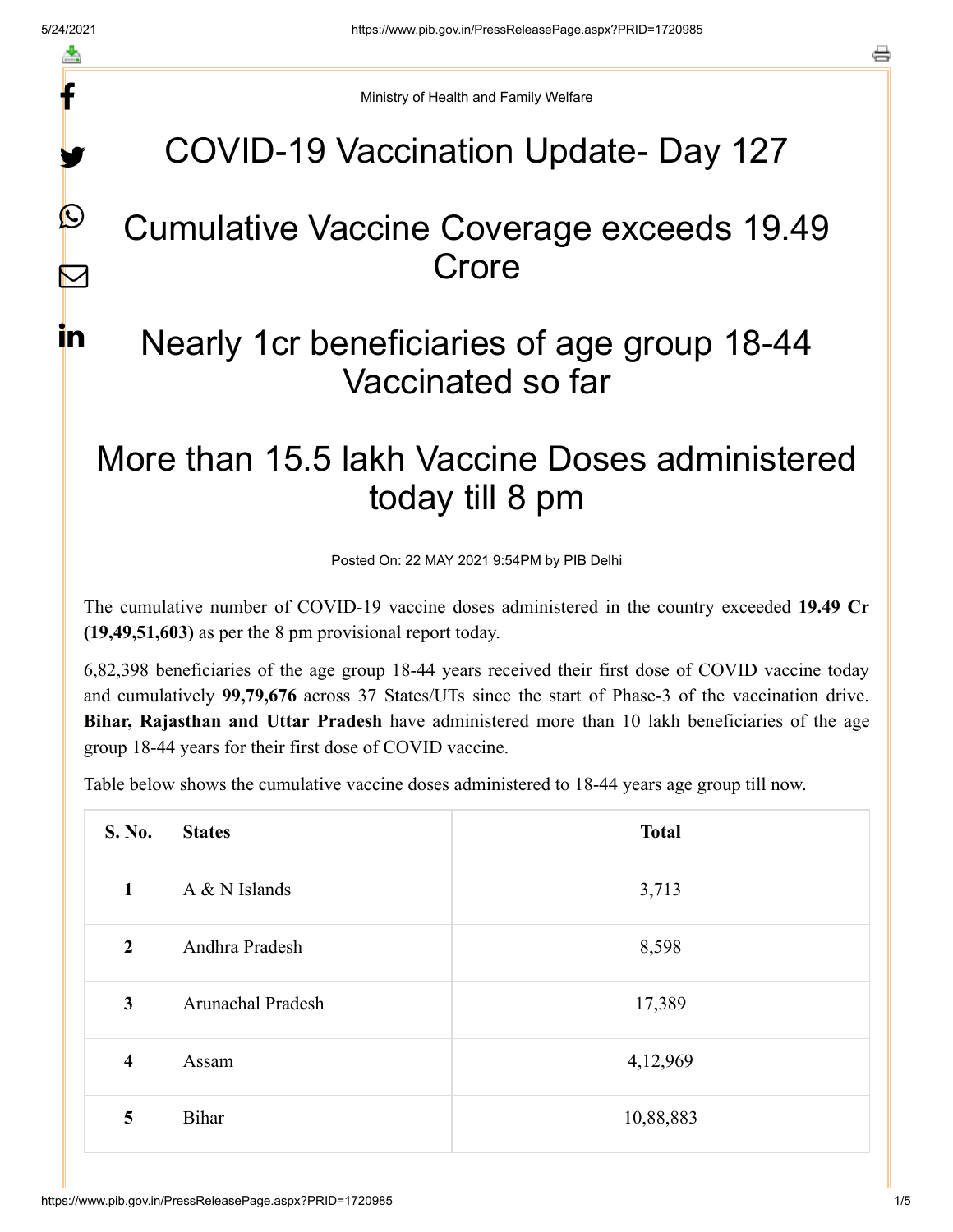Ministry of Health and Family Welfare

# COVID-19 Vaccination Update- Day 127

# Cumulative Vaccine Coverage exceeds 19.49 Crore

# Nearly 1cr beneficiaries of age group 18-44 Vaccinated so far

# More than 15.5 lakh Vaccine Doses administered today till 8 pm

Posted On: 22 MAY 2021 9:54PM by PIB Delhi

The cumulative number of COVID-19 vaccine doses administered in the country exceeded **19.49 Cr (19,49,51,603)** as per the 8 pm provisional report today.

6,82,398 beneficiaries of the age group 18-44 years received their first dose of COVID vaccine today and cumulatively **99,79,676** across 37 States/UTs since the start of Phase-3 of the vaccination drive. **Bihar, Rajasthan and Uttar Pradesh** have administered more than 10 lakh beneficiaries of the age group 18-44 years for their first dose of COVID vaccine.

Table below shows the cumulative vaccine doses administered to 18-44 years age group till now.

| S. No. | States | Total |
|---|---|---|
| 1 | A & N Islands | 3,713 |
| 2 | Andhra Pradesh | 8,598 |
| 3 | Arunachal Pradesh | 17,389 |
| 4 | Assam | 4,12,969 |
| 5 | Bihar | 10,88,883 |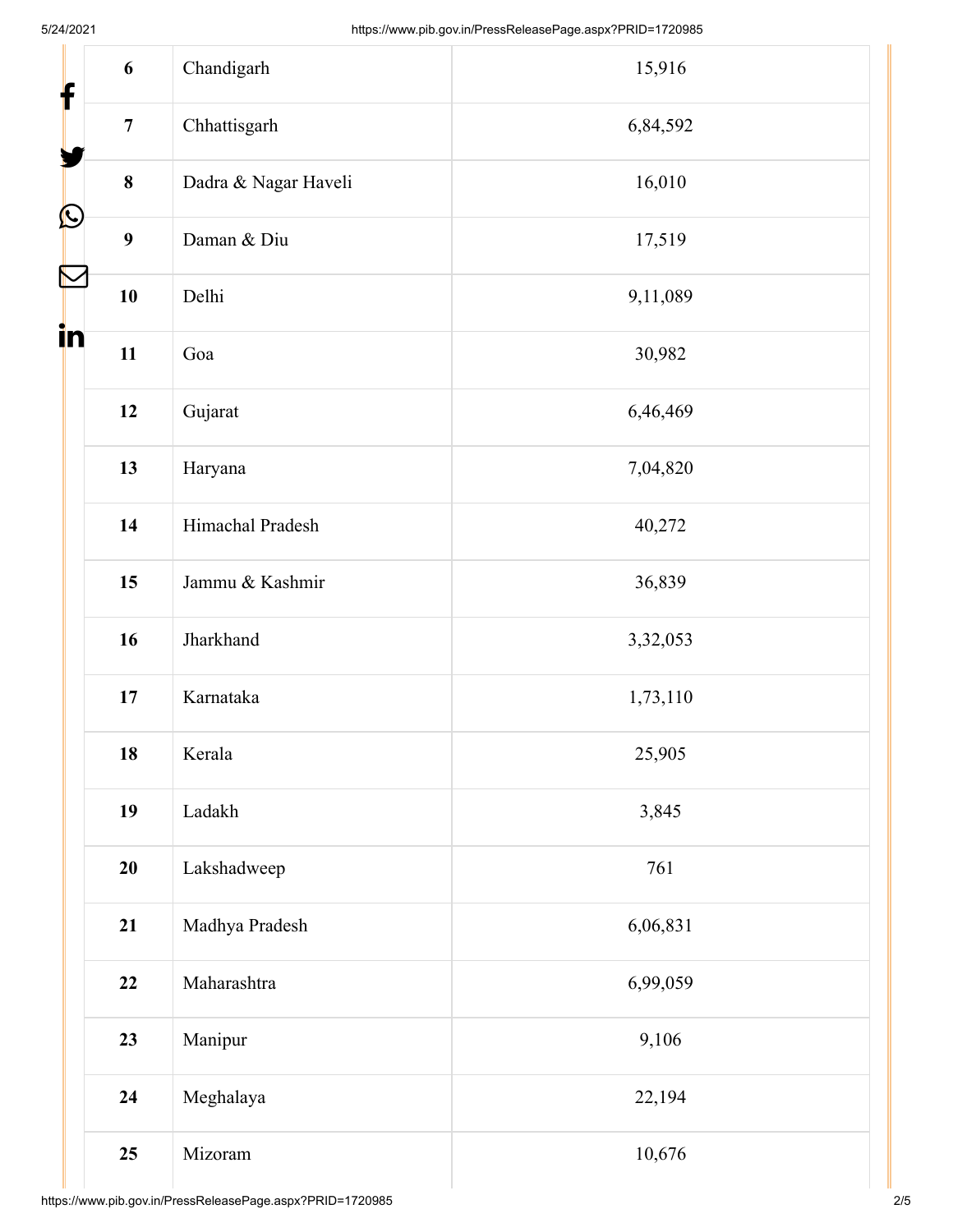| 6 | Chandigarh | 15,916 |
|---|---|---|
| 7 | Chhattisgarh | 6,84,592 |
| 8 | Dadra & Nagar Haveli | 16,010 |
| 9 | Daman & Diu | 17,519 |
| 10 | Delhi | 9,11,089 |
| 11 | Goa | 30,982 |
| 12 | Gujarat | 6,46,469 |
| 13 | Haryana | 7,04,820 |
| 14 | Himachal Pradesh | 40,272 |
| 15 | Jammu & Kashmir | 36,839 |
| 16 | Jharkhand | 3,32,053 |
| 17 | Karnataka | 1,73,110 |
| 18 | Kerala | 25,905 |
| 19 | Ladakh | 3,845 |
| 20 | Lakshadweep | 761 |
| 21 | Madhya Pradesh | 6,06,831 |
| 22 | Maharashtra | 6,99,059 |
| 23 | Manipur | 9,106 |
| 24 | Meghalaya | 22,194 |
| 25 | Mizoram | 10,676 |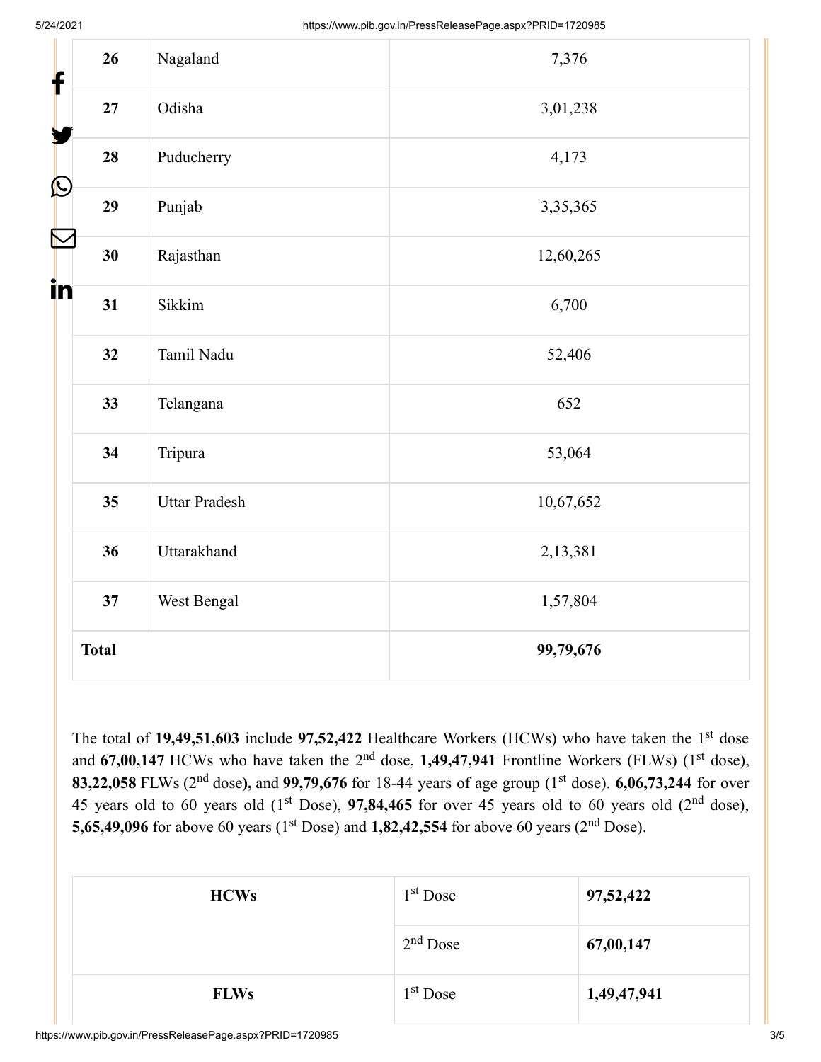| 26 | Nagaland | 7,376 |
|---|---|---|
| 27 | Odisha | 3,01,238 |
| 28 | Puducherry | 4,173 |
| 29 | Punjab | 3,35,365 |
| 30 | Rajasthan | 12,60,265 |
| 31 | Sikkim | 6,700 |
| 32 | Tamil Nadu | 52,406 |
| 33 | Telangana | 652 |
| 34 | Tripura | 53,064 |
| 35 | Uttar Pradesh | 10,67,652 |
| 36 | Uttarakhand | 2,13,381 |
| 37 | West Bengal | 1,57,804 |
| **Total** | | **99,79,676** |

The total of **19,49,51,603** include **97,52,422** Healthcare Workers (HCWs) who have taken the 1st dose and **67,00,147** HCWs who have taken the 2nd dose, **1,49,47,941** Frontline Workers (FLWs) (1st dose), **83,22,058** FLWs (2nd dose**),** and **99,79,676** for 18-44 years of age group (1st dose). **6,06,73,244** for over 45 years old to 60 years old (1st Dose), **97,84,465** for over 45 years old to 60 years old (2nd dose), **5,65,49,096** for above 60 years (1st Dose) and **1,82,42,554** for above 60 years (2nd Dose).

| **HCWs** | 1st Dose | **97,52,422** |
|---|---|---|
| | 2nd Dose | **67,00,147** |
| **FLWs** | 1st Dose | **1,49,47,941** |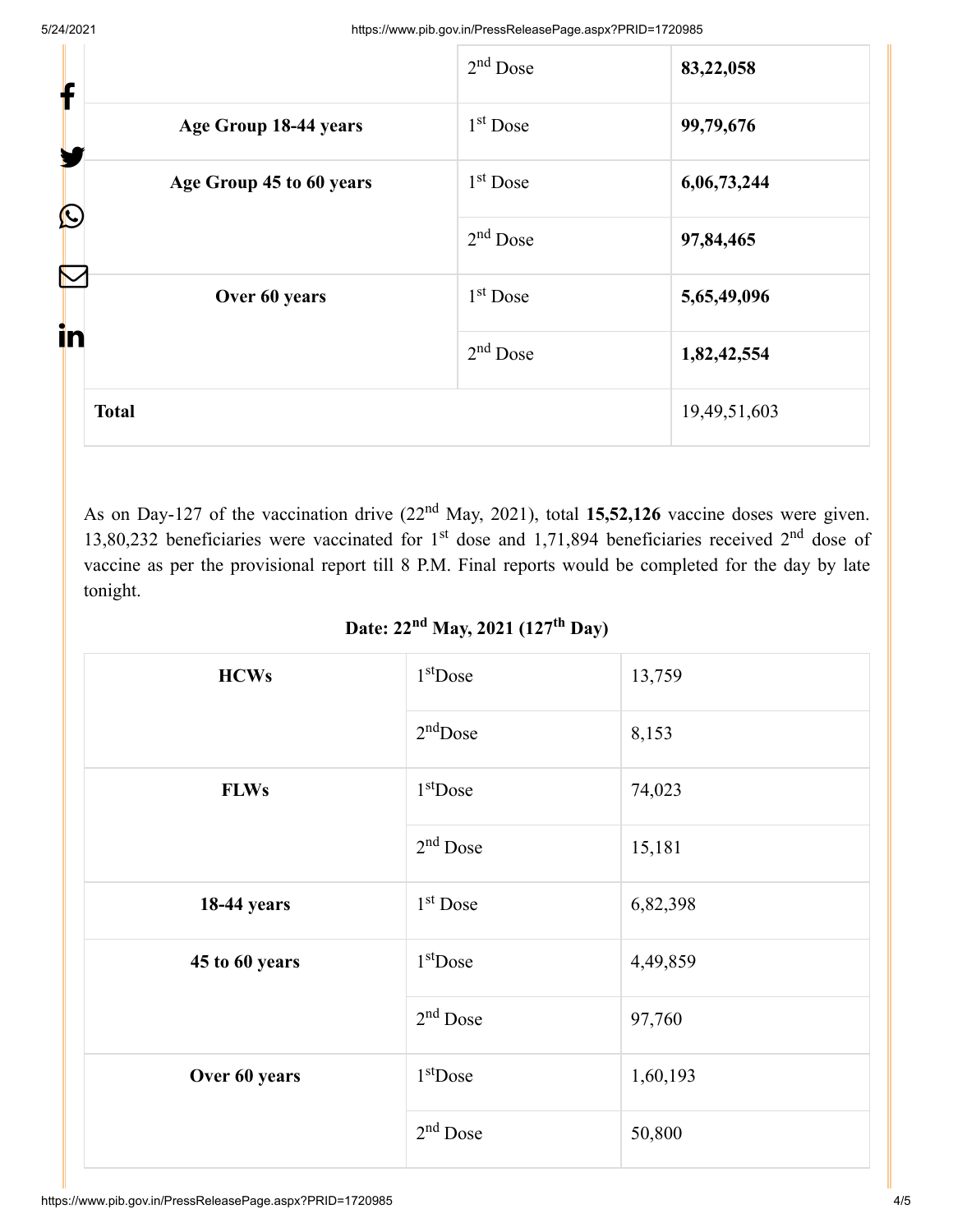| | | |
|---|---|---|
| | 2nd Dose | **83,22,058** |
| **Age Group 18-44 years** | 1st Dose | **99,79,676** |
| **Age Group 45 to 60 years** | 1st Dose | **6,06,73,244** |
| | 2nd Dose | **97,84,465** |
| **Over 60 years** | 1st Dose | **5,65,49,096** |
| | 2nd Dose | **1,82,42,554** |
| **Total** | | 19,49,51,603 |

As on Day-127 of the vaccination drive (22nd May, 2021), total **15,52,126** vaccine doses were given. 13,80,232 beneficiaries were vaccinated for 1st dose and 1,71,894 beneficiaries received 2nd dose of vaccine as per the provisional report till 8 P.M. Final reports would be completed for the day by late tonight.

**Date: 22nd May, 2021 (127th Day)**

| | | |
|---|---|---|
| **HCWs** | 1st Dose | 13,759 |
| | 2nd Dose | 8,153 |
| **FLWs** | 1st Dose | 74,023 |
| | 2nd Dose | 15,181 |
| **18-44 years** | 1st Dose | 6,82,398 |
| **45 to 60 years** | 1st Dose | 4,49,859 |
| | 2nd Dose | 97,760 |
| **Over 60 years** | 1st Dose | 1,60,193 |
| | 2nd Dose | 50,800 |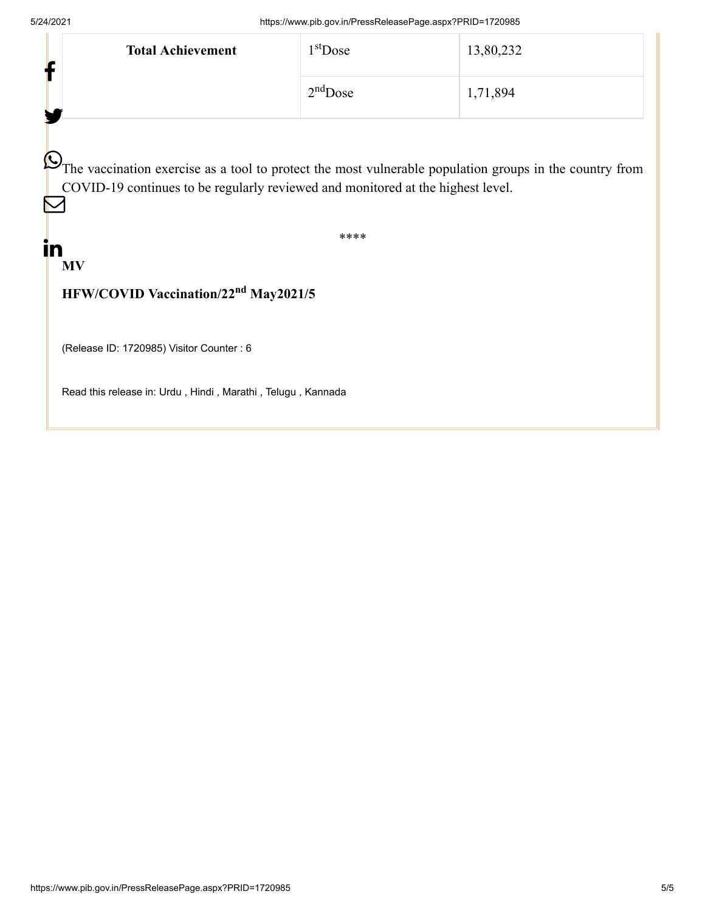| | | |
|---|---|---|
| **Total Achievement** | 1st Dose | 13,80,232 |
| | 2nd Dose | 1,71,894 |

The vaccination exercise as a tool to protect the most vulnerable population groups in the country from COVID-19 continues to be regularly reviewed and monitored at the highest level.

****

**MV**

**HFW/COVID Vaccination/22nd May2021/5**

(Release ID: 1720985) Visitor Counter : 6

Read this release in: Urdu , Hindi , Marathi , Telugu , Kannada